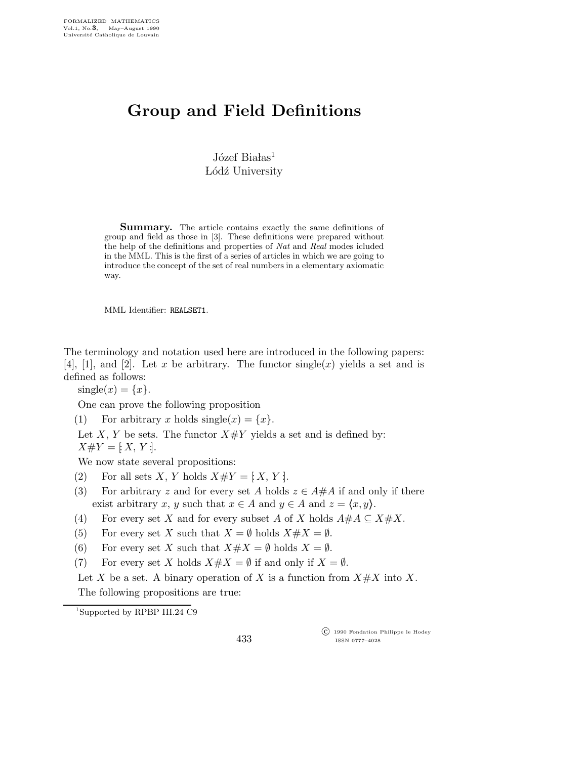# Group and Field Definitions

Józef Białas[1]
Łódź University

**Summary.** The article contains exactly the same definitions of group and field as those in [3]. These definitions were prepared without the help of the definitions and properties of *Nat* and *Real* modes icluded in the MML. This is the first of a series of articles in which we are going to introduce the concept of the set of real numbers in a elementary axiomatic way.

MML Identifier: REALSET1.

The terminology and notation used here are introduced in the following papers: [4], [1], and [2]. Let $x$ be arbitrary. The functor single($x$) yields a set and is defined as follows:

single($x$) = $\{x\}$.

One can prove the following proposition

(1) For arbitrary $x$ holds single($x$) = $\{x\}$.

Let $X$, $Y$ be sets. The functor $X\#Y$ yields a set and is defined by:

$X\#Y = [\!: X, Y :\!]$.

We now state several propositions:

(2) For all sets $X$, $Y$ holds $X\#Y = [\!: X, Y :\!]$.

(3) For arbitrary $z$ and for every set $A$ holds $z \in A\#A$ if and only if there exist arbitrary $x$, $y$ such that $x \in A$ and $y \in A$ and $z = \langle x, y \rangle$.

(4) For every set $X$ and for every subset $A$ of $X$ holds $A\#A \subseteq X\#X$.

(5) For every set $X$ such that $X = \emptyset$ holds $X\#X = \emptyset$.

(6) For every set $X$ such that $X\#X = \emptyset$ holds $X = \emptyset$.

(7) For every set $X$ holds $X\#X = \emptyset$ if and only if $X = \emptyset$.

Let $X$ be a set. A binary operation of $X$ is a function from $X\#X$ into $X$.

The following propositions are true:

[1]Supported by RPBP III.24 C9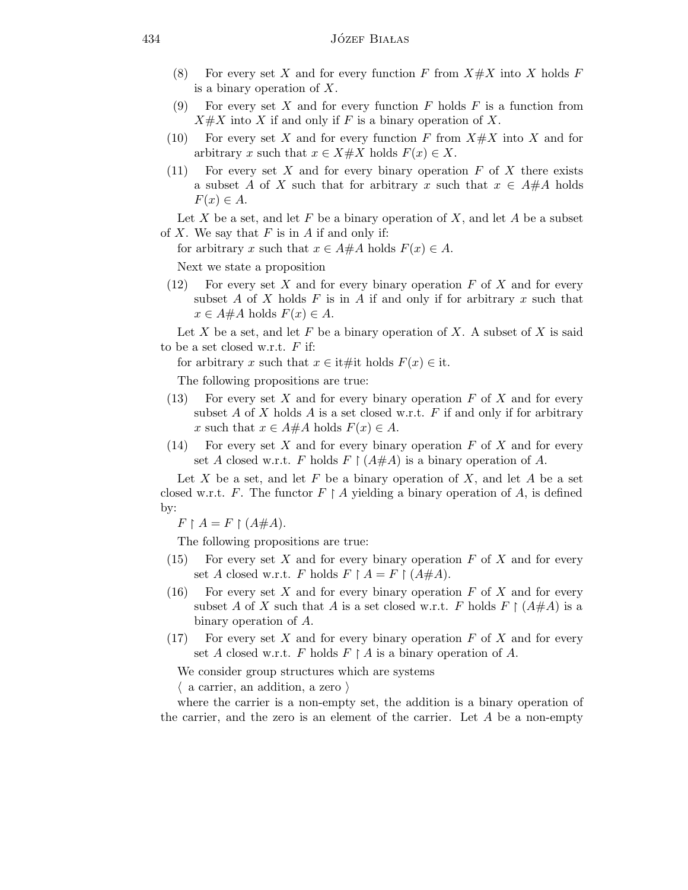(8) For every set $X$ and for every function $F$ from $X\#X$ into $X$ holds $F$ is a binary operation of $X$.

(9) For every set $X$ and for every function $F$ holds $F$ is a function from $X\#X$ into $X$ if and only if $F$ is a binary operation of $X$.

(10) For every set $X$ and for every function $F$ from $X\#X$ into $X$ and for arbitrary $x$ such that $x \in X\#X$ holds $F(x) \in X$.

(11) For every set $X$ and for every binary operation $F$ of $X$ there exists a subset $A$ of $X$ such that for arbitrary $x$ such that $x \in A\#A$ holds $F(x) \in A$.

Let $X$ be a set, and let $F$ be a binary operation of $X$, and let $A$ be a subset of $X$. We say that $F$ is in $A$ if and only if:

for arbitrary $x$ such that $x \in A\#A$ holds $F(x) \in A$.

Next we state a proposition

(12) For every set $X$ and for every binary operation $F$ of $X$ and for every subset $A$ of $X$ holds $F$ is in $A$ if and only if for arbitrary $x$ such that $x \in A\#A$ holds $F(x) \in A$.

Let $X$ be a set, and let $F$ be a binary operation of $X$. A subset of $X$ is said to be a set closed w.r.t. $F$ if:

for arbitrary $x$ such that $x \in$ it#it holds $F(x) \in$ it.

The following propositions are true:

(13) For every set $X$ and for every binary operation $F$ of $X$ and for every subset $A$ of $X$ holds $A$ is a set closed w.r.t. $F$ if and only if for arbitrary $x$ such that $x \in A\#A$ holds $F(x) \in A$.

(14) For every set $X$ and for every binary operation $F$ of $X$ and for every set $A$ closed w.r.t. $F$ holds $F \restriction (A\#A)$ is a binary operation of $A$.

Let $X$ be a set, and let $F$ be a binary operation of $X$, and let $A$ be a set closed w.r.t. $F$. The functor $F \restriction A$ yielding a binary operation of $A$, is defined by:

$F \restriction A = F \restriction (A\#A)$.

The following propositions are true:

(15) For every set $X$ and for every binary operation $F$ of $X$ and for every set $A$ closed w.r.t. $F$ holds $F \restriction A = F \restriction (A\#A)$.

(16) For every set $X$ and for every binary operation $F$ of $X$ and for every subset $A$ of $X$ such that $A$ is a set closed w.r.t. $F$ holds $F \restriction (A\#A)$ is a binary operation of $A$.

(17) For every set $X$ and for every binary operation $F$ of $X$ and for every set $A$ closed w.r.t. $F$ holds $F \restriction A$ is a binary operation of $A$.

We consider group structures which are systems

$\langle$ a carrier, an addition, a zero $\rangle$

where the carrier is a non-empty set, the addition is a binary operation of the carrier, and the zero is an element of the carrier. Let $A$ be a non-empty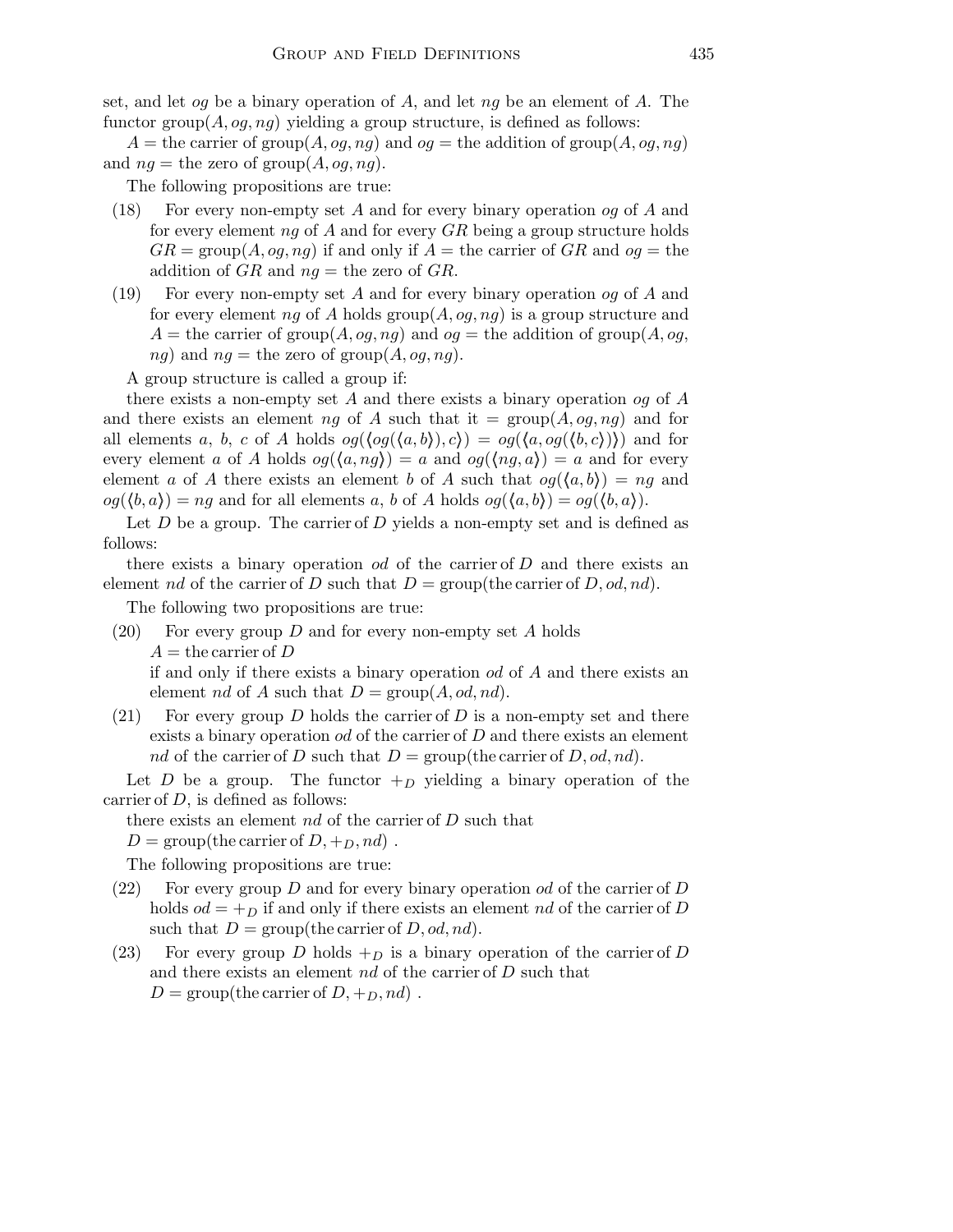set, and let $og$ be a binary operation of $A$, and let $ng$ be an element of $A$. The functor group$(A, og, ng)$ yielding a group structure, is defined as follows:

$A =$ the carrier of group$(A, og, ng)$ and $og =$ the addition of group$(A, og, ng)$ and $ng =$ the zero of group$(A, og, ng)$.

The following propositions are true:

(18) For every non-empty set $A$ and for every binary operation $og$ of $A$ and for every element $ng$ of $A$ and for every $GR$ being a group structure holds $GR = $ group$(A, og, ng)$ if and only if $A =$ the carrier of $GR$ and $og =$ the addition of $GR$ and $ng =$ the zero of $GR$.

(19) For every non-empty set $A$ and for every binary operation $og$ of $A$ and for every element $ng$ of $A$ holds group$(A, og, ng)$ is a group structure and $A =$ the carrier of group$(A, og, ng)$ and $og =$ the addition of group$(A, og, ng)$ and $ng =$ the zero of group$(A, og, ng)$.

A group structure is called a group if:

there exists a non-empty set $A$ and there exists a binary operation $og$ of $A$ and there exists an element $ng$ of $A$ such that it $=$ group$(A, og, ng)$ and for all elements $a$, $b$, $c$ of $A$ holds $og(\langle og(\langle a, b\rangle), c\rangle) = og(\langle a, og(\langle b, c\rangle)\rangle)$ and for every element $a$ of $A$ holds $og(\langle a, ng\rangle) = a$ and $og(\langle ng, a\rangle) = a$ and for every element $a$ of $A$ there exists an element $b$ of $A$ such that $og(\langle a, b\rangle) = ng$ and $og(\langle b, a\rangle) = ng$ and for all elements $a$, $b$ of $A$ holds $og(\langle a, b\rangle) = og(\langle b, a\rangle)$.

Let $D$ be a group. The carrier of $D$ yields a non-empty set and is defined as follows:

there exists a binary operation $od$ of the carrier of $D$ and there exists an element $nd$ of the carrier of $D$ such that $D =$ group(the carrier of $D, od, nd$).

The following two propositions are true:

(20) For every group $D$ and for every non-empty set $A$ holds
$A =$ the carrier of $D$
if and only if there exists a binary operation $od$ of $A$ and there exists an element $nd$ of $A$ such that $D =$ group$(A, od, nd)$.

(21) For every group $D$ holds the carrier of $D$ is a non-empty set and there exists a binary operation $od$ of the carrier of $D$ and there exists an element $nd$ of the carrier of $D$ such that $D =$ group(the carrier of $D, od, nd$).

Let $D$ be a group. The functor $+_D$ yielding a binary operation of the carrier of $D$, is defined as follows:

there exists an element $nd$ of the carrier of $D$ such that
$D =$ group(the carrier of $D, +_D, nd$) .

The following propositions are true:

(22) For every group $D$ and for every binary operation $od$ of the carrier of $D$ holds $od = +_D$ if and only if there exists an element $nd$ of the carrier of $D$ such that $D =$ group(the carrier of $D, od, nd$).

(23) For every group $D$ holds $+_D$ is a binary operation of the carrier of $D$ and there exists an element $nd$ of the carrier of $D$ such that
$D =$ group(the carrier of $D, +_D, nd$) .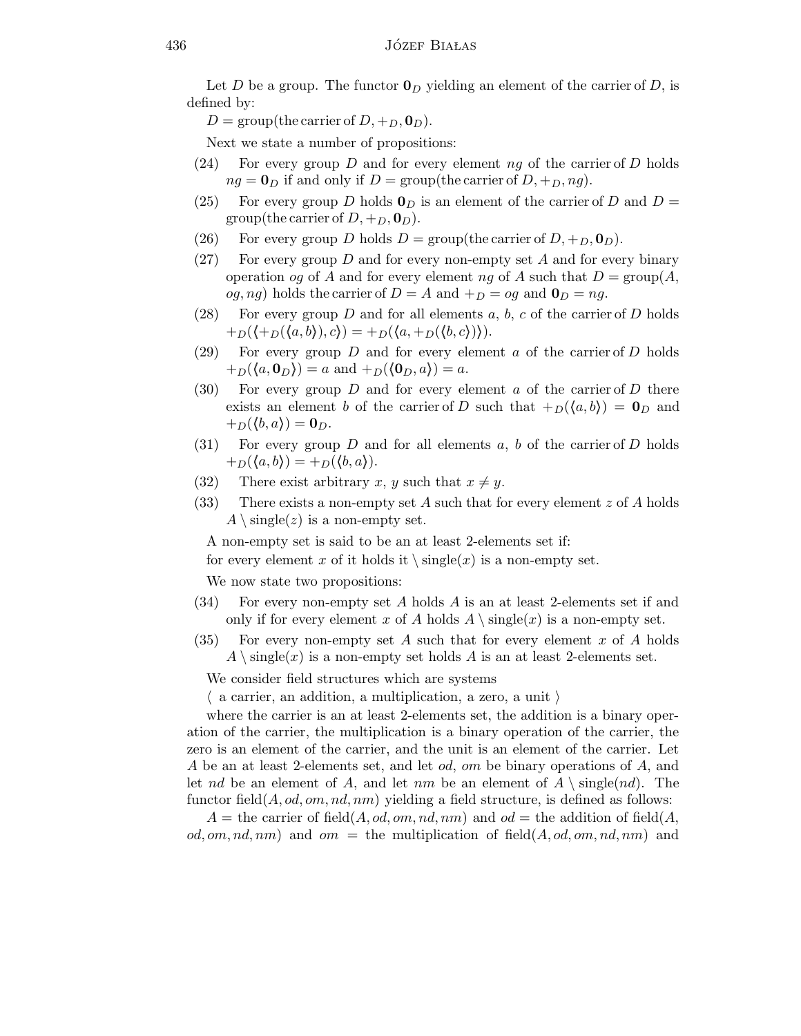Let $D$ be a group. The functor $\mathbf{0}_D$ yielding an element of the carrier of $D$, is defined by:

$D = \text{group}(\text{the carrier of } D, +_D, \mathbf{0}_D)$.

Next we state a number of propositions:

(24) For every group $D$ and for every element $ng$ of the carrier of $D$ holds $ng = \mathbf{0}_D$ if and only if $D = \text{group}(\text{the carrier of } D, +_D, ng)$.

(25) For every group $D$ holds $\mathbf{0}_D$ is an element of the carrier of $D$ and $D = \text{group}(\text{the carrier of } D, +_D, \mathbf{0}_D)$.

(26) For every group $D$ holds $D = \text{group}(\text{the carrier of } D, +_D, \mathbf{0}_D)$.

(27) For every group $D$ and for every non-empty set $A$ and for every binary operation $og$ of $A$ and for every element $ng$ of $A$ such that $D = \text{group}(A, og, ng)$ holds the carrier of $D = A$ and $+_D = og$ and $\mathbf{0}_D = ng$.

(28) For every group $D$ and for all elements $a$, $b$, $c$ of the carrier of $D$ holds $+_D(\langle +_D(\langle a, b \rangle), c \rangle) = +_D(\langle a, +_D(\langle b, c \rangle) \rangle)$.

(29) For every group $D$ and for every element $a$ of the carrier of $D$ holds $+_D(\langle a, \mathbf{0}_D \rangle) = a$ and $+_D(\langle \mathbf{0}_D, a \rangle) = a$.

(30) For every group $D$ and for every element $a$ of the carrier of $D$ there exists an element $b$ of the carrier of $D$ such that $+_D(\langle a, b \rangle) = \mathbf{0}_D$ and $+_D(\langle b, a \rangle) = \mathbf{0}_D$.

(31) For every group $D$ and for all elements $a$, $b$ of the carrier of $D$ holds $+_D(\langle a, b \rangle) = +_D(\langle b, a \rangle)$.

(32) There exist arbitrary $x$, $y$ such that $x \neq y$.

(33) There exists a non-empty set $A$ such that for every element $z$ of $A$ holds $A \setminus \text{single}(z)$ is a non-empty set.

A non-empty set is said to be an at least 2-elements set if:

for every element $x$ of it holds it $\setminus \text{single}(x)$ is a non-empty set.

We now state two propositions:

(34) For every non-empty set $A$ holds $A$ is an at least 2-elements set if and only if for every element $x$ of $A$ holds $A \setminus \text{single}(x)$ is a non-empty set.

(35) For every non-empty set $A$ such that for every element $x$ of $A$ holds $A \setminus \text{single}(x)$ is a non-empty set holds $A$ is an at least 2-elements set.

We consider field structures which are systems

$\langle$ a carrier, an addition, a multiplication, a zero, a unit $\rangle$

where the carrier is an at least 2-elements set, the addition is a binary operation of the carrier, the multiplication is a binary operation of the carrier, the zero is an element of the carrier, and the unit is an element of the carrier. Let $A$ be an at least 2-elements set, and let $od$, $om$ be binary operations of $A$, and let $nd$ be an element of $A$, and let $nm$ be an element of $A \setminus \text{single}(nd)$. The functor $\text{field}(A, od, om, nd, nm)$ yielding a field structure, is defined as follows:

$A = $ the carrier of $\text{field}(A, od, om, nd, nm)$ and $od = $ the addition of $\text{field}(A, od, om, nd, nm)$ and $om = $ the multiplication of $\text{field}(A, od, om, nd, nm)$ and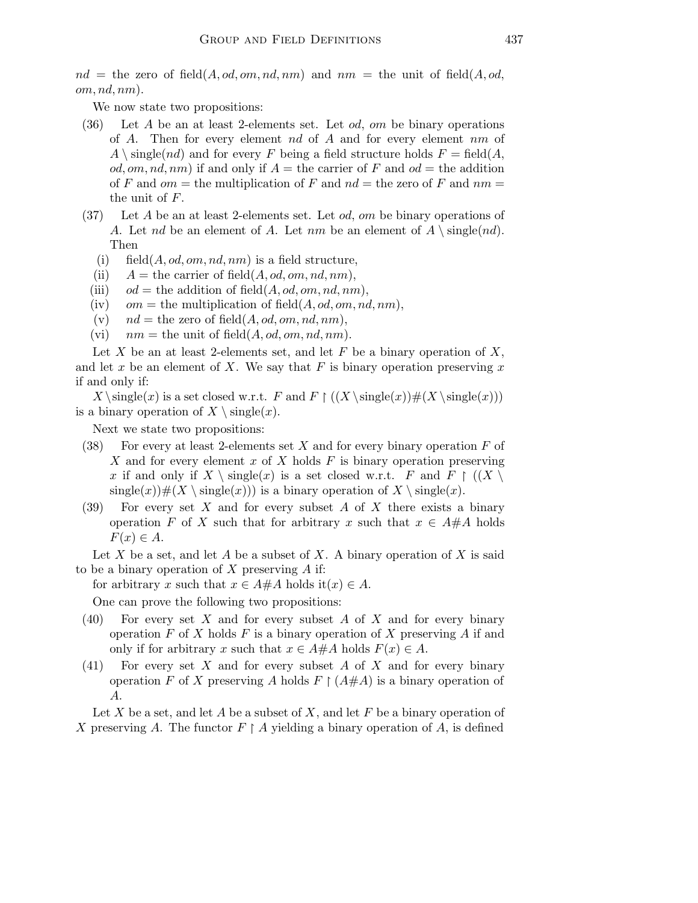$nd$ = the zero of field$(A, od, om, nd, nm)$ and $nm$ = the unit of field$(A, od, om, nd, nm)$.

We now state two propositions:

(36) Let $A$ be an at least 2-elements set. Let $od$, $om$ be binary operations of $A$. Then for every element $nd$ of $A$ and for every element $nm$ of $A \setminus \text{single}(nd)$ and for every $F$ being a field structure holds $F = \text{field}(A, od, om, nd, nm)$ if and only if $A$ = the carrier of $F$ and $od$ = the addition of $F$ and $om$ = the multiplication of $F$ and $nd$ = the zero of $F$ and $nm$ = the unit of $F$.

(37) Let $A$ be an at least 2-elements set. Let $od$, $om$ be binary operations of $A$. Let $nd$ be an element of $A$. Let $nm$ be an element of $A \setminus \text{single}(nd)$. Then

- (i) field$(A, od, om, nd, nm)$ is a field structure,
- (ii) $A$ = the carrier of field$(A, od, om, nd, nm)$,
- (iii) $od$ = the addition of field$(A, od, om, nd, nm)$,
- (iv) $om$ = the multiplication of field$(A, od, om, nd, nm)$,
- (v) $nd$ = the zero of field$(A, od, om, nd, nm)$,
- (vi) $nm$ = the unit of field$(A, od, om, nd, nm)$.

Let $X$ be an at least 2-elements set, and let $F$ be a binary operation of $X$, and let $x$ be an element of $X$. We say that $F$ is binary operation preserving $x$ if and only if:

$X \setminus \text{single}(x)$ is a set closed w.r.t. $F$ and $F \restriction ((X \setminus \text{single}(x)) \# (X \setminus \text{single}(x)))$ is a binary operation of $X \setminus \text{single}(x)$.

Next we state two propositions:

(38) For every at least 2-elements set $X$ and for every binary operation $F$ of $X$ and for every element $x$ of $X$ holds $F$ is binary operation preserving $x$ if and only if $X \setminus \text{single}(x)$ is a set closed w.r.t. $F$ and $F \restriction ((X \setminus \text{single}(x)) \# (X \setminus \text{single}(x)))$ is a binary operation of $X \setminus \text{single}(x)$.

(39) For every set $X$ and for every subset $A$ of $X$ there exists a binary operation $F$ of $X$ such that for arbitrary $x$ such that $x \in A \# A$ holds $F(x) \in A$.

Let $X$ be a set, and let $A$ be a subset of $X$. A binary operation of $X$ is said to be a binary operation of $X$ preserving $A$ if:

for arbitrary $x$ such that $x \in A \# A$ holds it$(x) \in A$.

One can prove the following two propositions:

(40) For every set $X$ and for every subset $A$ of $X$ and for every binary operation $F$ of $X$ holds $F$ is a binary operation of $X$ preserving $A$ if and only if for arbitrary $x$ such that $x \in A \# A$ holds $F(x) \in A$.

(41) For every set $X$ and for every subset $A$ of $X$ and for every binary operation $F$ of $X$ preserving $A$ holds $F \restriction (A \# A)$ is a binary operation of $A$.

Let $X$ be a set, and let $A$ be a subset of $X$, and let $F$ be a binary operation of $X$ preserving $A$. The functor $F \restriction A$ yielding a binary operation of $A$, is defined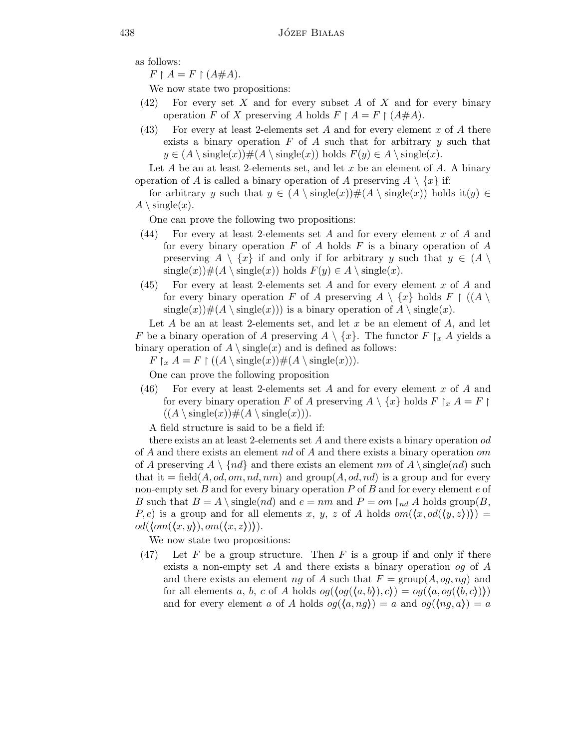as follows:

$F \restriction A = F \restriction (A\#A)$.

We now state two propositions:

(42) For every set $X$ and for every subset $A$ of $X$ and for every binary operation $F$ of $X$ preserving $A$ holds $F \restriction A = F \restriction (A\#A)$.

(43) For every at least 2-elements set $A$ and for every element $x$ of $A$ there exists a binary operation $F$ of $A$ such that for arbitrary $y$ such that $y \in (A \setminus \mathrm{single}(x))\#(A \setminus \mathrm{single}(x))$ holds $F(y) \in A \setminus \mathrm{single}(x)$.

Let $A$ be an at least 2-elements set, and let $x$ be an element of $A$. A binary operation of $A$ is called a binary operation of $A$ preserving $A \setminus \{x\}$ if:

for arbitrary $y$ such that $y \in (A \setminus \mathrm{single}(x))\#(A \setminus \mathrm{single}(x))$ holds $\mathrm{it}(y) \in A \setminus \mathrm{single}(x)$.

One can prove the following two propositions:

(44) For every at least 2-elements set $A$ and for every element $x$ of $A$ and for every binary operation $F$ of $A$ holds $F$ is a binary operation of $A$ preserving $A \setminus \{x\}$ if and only if for arbitrary $y$ such that $y \in (A \setminus \mathrm{single}(x))\#(A \setminus \mathrm{single}(x))$ holds $F(y) \in A \setminus \mathrm{single}(x)$.

(45) For every at least 2-elements set $A$ and for every element $x$ of $A$ and for every binary operation $F$ of $A$ preserving $A \setminus \{x\}$ holds $F \restriction ((A \setminus \mathrm{single}(x))\#(A \setminus \mathrm{single}(x)))$ is a binary operation of $A \setminus \mathrm{single}(x)$.

Let $A$ be an at least 2-elements set, and let $x$ be an element of $A$, and let $F$ be a binary operation of $A$ preserving $A \setminus \{x\}$. The functor $F \restriction_x A$ yields a binary operation of $A \setminus \mathrm{single}(x)$ and is defined as follows:

$F \restriction_x A = F \restriction ((A \setminus \mathrm{single}(x))\#(A \setminus \mathrm{single}(x)))$.

One can prove the following proposition

(46) For every at least 2-elements set $A$ and for every element $x$ of $A$ and for every binary operation $F$ of $A$ preserving $A \setminus \{x\}$ holds $F \restriction_x A = F \restriction ((A \setminus \mathrm{single}(x))\#(A \setminus \mathrm{single}(x)))$.

A field structure is said to be a field if:

there exists an at least 2-elements set $A$ and there exists a binary operation $od$ of $A$ and there exists an element $nd$ of $A$ and there exists a binary operation $om$ of $A$ preserving $A \setminus \{nd\}$ and there exists an element $nm$ of $A \setminus \mathrm{single}(nd)$ such that $\mathrm{it} = \mathrm{field}(A, od, om, nd, nm)$ and $\mathrm{group}(A, od, nd)$ is a group and for every non-empty set $B$ and for every binary operation $P$ of $B$ and for every element $e$ of $B$ such that $B = A \setminus \mathrm{single}(nd)$ and $e = nm$ and $P = om \restriction_{nd} A$ holds $\mathrm{group}(B, P, e)$ is a group and for all elements $x$, $y$, $z$ of $A$ holds $om(\langle x, od(\langle y, z\rangle)\rangle) = od(\langle om(\langle x, y\rangle), om(\langle x, z\rangle)\rangle)$.

We now state two propositions:

(47) Let $F$ be a group structure. Then $F$ is a group if and only if there exists a non-empty set $A$ and there exists a binary operation $og$ of $A$ and there exists an element $ng$ of $A$ such that $F = \mathrm{group}(A, og, ng)$ and for all elements $a$, $b$, $c$ of $A$ holds $og(\langle og(\langle a, b\rangle), c\rangle) = og(\langle a, og(\langle b, c\rangle)\rangle)$ and for every element $a$ of $A$ holds $og(\langle a, ng\rangle) = a$ and $og(\langle ng, a\rangle) = a$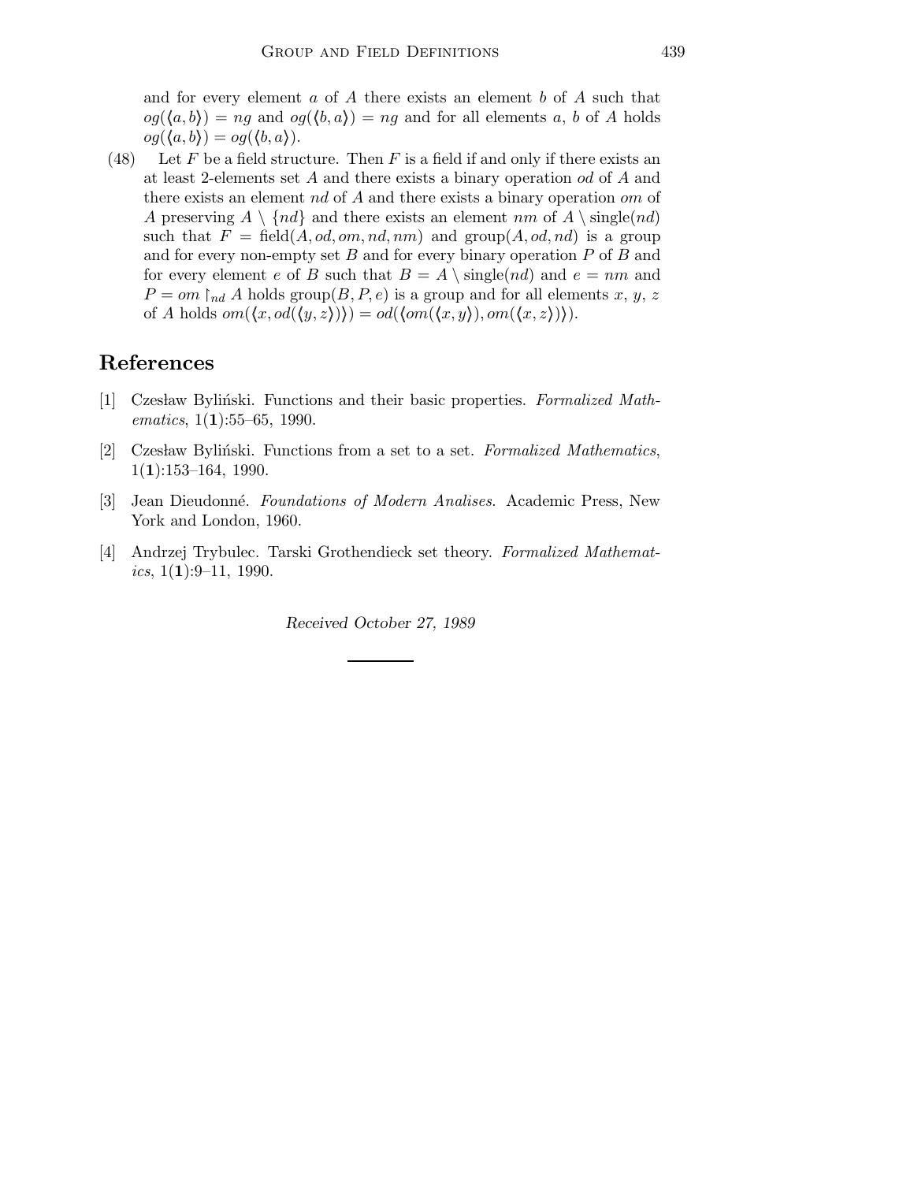and for every element $a$ of $A$ there exists an element $b$ of $A$ such that $og(\langle a, b \rangle) = ng$ and $og(\langle b, a \rangle) = ng$ and for all elements $a$, $b$ of $A$ holds $og(\langle a, b \rangle) = og(\langle b, a \rangle)$.

(48) Let $F$ be a field structure. Then $F$ is a field if and only if there exists an at least 2-elements set $A$ and there exists a binary operation $od$ of $A$ and there exists an element $nd$ of $A$ and there exists a binary operation $om$ of $A$ preserving $A \setminus \{nd\}$ and there exists an element $nm$ of $A \setminus \mathrm{single}(nd)$ such that $F = \mathrm{field}(A, od, om, nd, nm)$ and $\mathrm{group}(A, od, nd)$ is a group and for every non-empty set $B$ and for every binary operation $P$ of $B$ and for every element $e$ of $B$ such that $B = A \setminus \mathrm{single}(nd)$ and $e = nm$ and $P = om \restriction_{nd} A$ holds $\mathrm{group}(B, P, e)$ is a group and for all elements $x$, $y$, $z$ of $A$ holds $om(\langle x, od(\langle y, z \rangle) \rangle) = od(\langle om(\langle x, y \rangle), om(\langle x, z \rangle) \rangle)$.

## References

[1] Czesław Byliński. Functions and their basic properties. *Formalized Mathematics*, 1(**1**):55–65, 1990.

[2] Czesław Byliński. Functions from a set to a set. *Formalized Mathematics*, 1(**1**):153–164, 1990.

[3] Jean Dieudonné. *Foundations of Modern Analises.* Academic Press, New York and London, 1960.

[4] Andrzej Trybulec. Tarski Grothendieck set theory. *Formalized Mathematics*, 1(**1**):9–11, 1990.

*Received October 27, 1989*